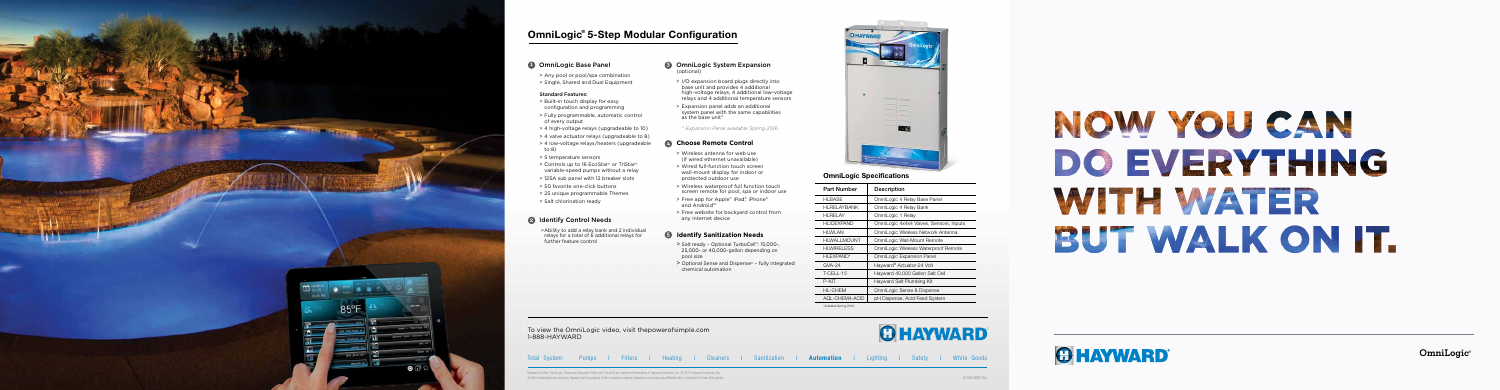# OmniLogic® 5-Step Modular Configuration

## 1 OmniLogic Base Panel

- Any pool or pool/spa combination
- Single, Shared and Dual Equipment

**Standard Features:**

- Built-in touch display for easy configuration and programming
- Fully programmable, automatic control of every output
- 4 high-voltage relays (upgradeable to 10)
- 4 valve actuator relays (upgradeable to 8)
- 4 low-voltage relays/heaters (upgradeable to 8)
- 5 temperature sensors
- Controls up to 16 EcoStar® or TriStar® variable-speed pumps without a relay
- 125A sub panel with 12 breaker slots
- 50 favorite one-click buttons
- 25 unique programmable Themes
- Salt chlorination ready

## 2 Identify Control Needs

- Ability to add a relay bank and 2 individual relays for a total of 6 additional relays for further feature control

## 3 OmniLogic System Expansion

(optional)

- I/O expansion board plugs directly into base unit and provides 4 additional high-voltage relays, 4 additional low-voltage relays and 4 additional temperature sensors
- Expansion panel adds an additional system panel with the same capabilities as the base unit*

*\* Expansion Panel available Spring 2016*

## 4 Choose Remote Control

- Wireless antenna for web use (if wired ethernet unavailable)
- Wired full-function touch screen wall-mount display for indoor or protected outdoor use
- Wireless waterproof full function touch screen remote for pool, spa or indoor use
- Free app for Apple® iPad®, iPhone® and Android®
- Free website for backyard control from any internet device

## 5 Identify Sanitization Needs

- Salt ready – Optional TurboCell®: 15,000-, 25,000- or 40,000-gallon depending on pool size
- Optional Sense and Dispense – fully integrated chemical automation

## OmniLogic Specifications

| Part Number | Description |
|---|---|
| HLBASE | OmniLogic 4 Relay Base Panel |
| HLRELAYBANK | OmniLogic 4 Relay Bank |
| HLRELAY | OmniLogic 1 Relay |
| HLIOEXPAND | OmniLogic 4x4x4 Valves, Sensors, Inputs |
| HLWLAN | OmniLogic Wireless Network Antenna |
| HLWALLMOUNT | OmniLogic Wall-Mount Remote |
| HLWIRELESS | OmniLogic Wireless Waterproof Remote |
| HLEXPAND* | OmniLogic Expansion Panel |
| GVA-24 | Hayward® Actuator 24 Volt |
| T-CELL-15 | Hayward 40,000 Gallon Salt Cell |
| P-KIT | Hayward Salt Plumbing Kit |
| HL-CHEM | OmniLogic Sense & Dispense |
| AQL-CHEM-ACID | pH Dispense, Acid Feed System |

*Available Spring 2016

To view the OmniLogic video, visit thepowerofsimple.com
1-888-HAYWARD

HAYWARD

Total System: Pumps | Filters | Heating | Cleaners | Sanitization | **Automation** | Lighting | Safety | White Goods

# NOW YOU CAN DO EVERYTHING WITH WATER BUT WALK ON IT.

HAYWARD®

OmniLogic®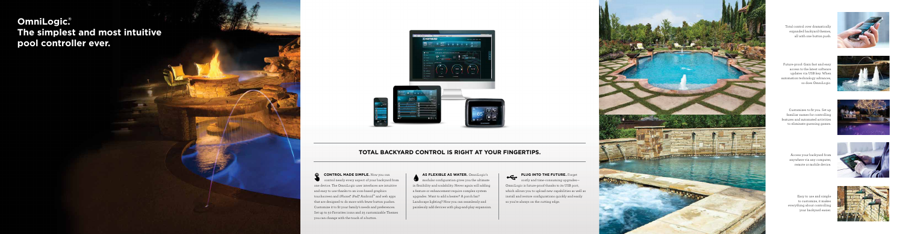# OmniLogic®
# The simplest and most intuitive pool controller ever.

## TOTAL BACKYARD CONTROL IS RIGHT AT YOUR FINGERTIPS.

**CONTROL MADE SIMPLE.** Now you can control nearly every aspect of your backyard from one device. The OmniLogic user interfaces are intuitive and easy to use thanks to an icon-based graphics touchscreen and iPhone®, iPad® Android™ and web apps that are designed to do more with fewer button pushes. Customize it to fit your family's needs and preferences. Set up to 50 Favorites icons and 25 customizable Themes you can change with the touch of a button.

**AS FLEXIBLE AS WATER.** OmniLogic's modular configuration gives you the ultimate in flexibility and scalability. Never again will adding a feature or enhancement require complex system upgrades. Want to add a heater? A porch fan? Landscape lighting? Now you can seamlessly and painlessly add devices with plug-and-play expansion.

**PLUG INTO THE FUTURE.** Forget costly and time-consuming upgrades—OmniLogic is future-proof thanks to its USB port, which allows you to upload new capabilities as well as install and restore configurations quickly and easily so you're always on the cutting edge.

Total control over dramatically expanded backyard themes, all with one button push.

Future-proof. Gain fast and easy access to the latest software updates via USB key. When automation technology advances, so does OmniLogic.

Customizes to fit you. Set up familiar names for controlling features and automated activities to eliminate guessing games.

Access your backyard from anywhere via any computer, remote or mobile device.

Easy to use and simple to customize, it makes everything about controlling your backyard easier.